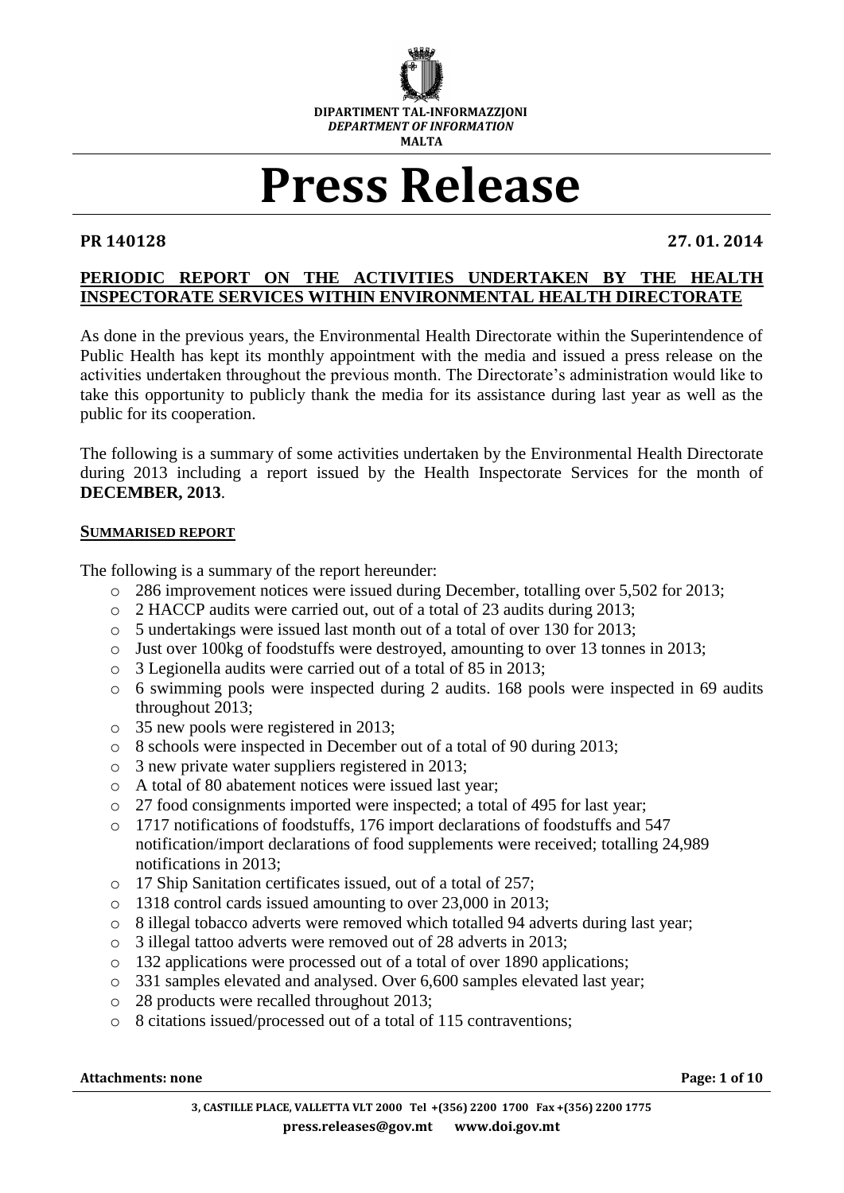**DIPARTIMENT TAL-INFORMAZZJONI**
*DEPARTMENT OF INFORMATION*
**MALTA**

# Press Release

**PR 140128** **27. 01. 2014**

## PERIODIC REPORT ON THE ACTIVITIES UNDERTAKEN BY THE HEALTH INSPECTORATE SERVICES WITHIN ENVIRONMENTAL HEALTH DIRECTORATE

As done in the previous years, the Environmental Health Directorate within the Superintendence of Public Health has kept its monthly appointment with the media and issued a press release on the activities undertaken throughout the previous month. The Directorate's administration would like to take this opportunity to publicly thank the media for its assistance during last year as well as the public for its cooperation.

The following is a summary of some activities undertaken by the Environmental Health Directorate during 2013 including a report issued by the Health Inspectorate Services for the month of **DECEMBER, 2013**.

### SUMMARISED REPORT

The following is a summary of the report hereunder:

- 286 improvement notices were issued during December, totalling over 5,502 for 2013;
- 2 HACCP audits were carried out, out of a total of 23 audits during 2013;
- 5 undertakings were issued last month out of a total of over 130 for 2013;
- Just over 100kg of foodstuffs were destroyed, amounting to over 13 tonnes in 2013;
- 3 Legionella audits were carried out of a total of 85 in 2013;
- 6 swimming pools were inspected during 2 audits. 168 pools were inspected in 69 audits throughout 2013;
- 35 new pools were registered in 2013;
- 8 schools were inspected in December out of a total of 90 during 2013;
- 3 new private water suppliers registered in 2013;
- A total of 80 abatement notices were issued last year;
- 27 food consignments imported were inspected; a total of 495 for last year;
- 1717 notifications of foodstuffs, 176 import declarations of foodstuffs and 547 notification/import declarations of food supplements were received; totalling 24,989 notifications in 2013;
- 17 Ship Sanitation certificates issued, out of a total of 257;
- 1318 control cards issued amounting to over 23,000 in 2013;
- 8 illegal tobacco adverts were removed which totalled 94 adverts during last year;
- 3 illegal tattoo adverts were removed out of 28 adverts in 2013;
- 132 applications were processed out of a total of over 1890 applications;
- 331 samples elevated and analysed. Over 6,600 samples elevated last year;
- 28 products were recalled throughout 2013;
- 8 citations issued/processed out of a total of 115 contraventions;

**Attachments: none**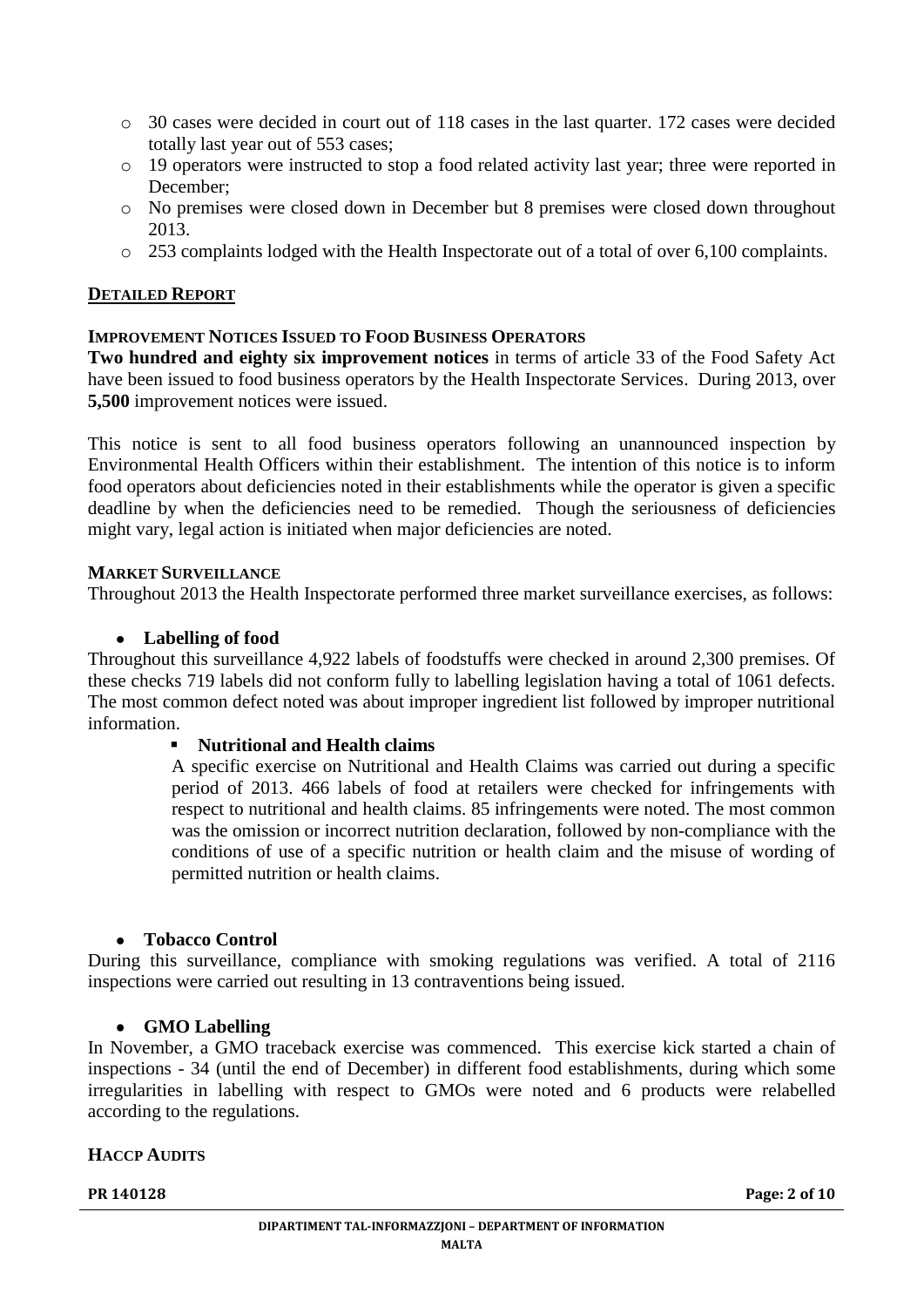- 30 cases were decided in court out of 118 cases in the last quarter. 172 cases were decided totally last year out of 553 cases;
- 19 operators were instructed to stop a food related activity last year; three were reported in December;
- No premises were closed down in December but 8 premises were closed down throughout 2013.
- 253 complaints lodged with the Health Inspectorate out of a total of over 6,100 complaints.

## DETAILED REPORT

### IMPROVEMENT NOTICES ISSUED TO FOOD BUSINESS OPERATORS

**Two hundred and eighty six improvement notices** in terms of article 33 of the Food Safety Act have been issued to food business operators by the Health Inspectorate Services. During 2013, over **5,500** improvement notices were issued.

This notice is sent to all food business operators following an unannounced inspection by Environmental Health Officers within their establishment. The intention of this notice is to inform food operators about deficiencies noted in their establishments while the operator is given a specific deadline by when the deficiencies need to be remedied. Though the seriousness of deficiencies might vary, legal action is initiated when major deficiencies are noted.

### MARKET SURVEILLANCE

Throughout 2013 the Health Inspectorate performed three market surveillance exercises, as follows:

- **Labelling of food**

Throughout this surveillance 4,922 labels of foodstuffs were checked in around 2,300 premises. Of these checks 719 labels did not conform fully to labelling legislation having a total of 1061 defects. The most common defect noted was about improper ingredient list followed by improper nutritional information.

  - **Nutritional and Health claims**

    A specific exercise on Nutritional and Health Claims was carried out during a specific period of 2013. 466 labels of food at retailers were checked for infringements with respect to nutritional and health claims. 85 infringements were noted. The most common was the omission or incorrect nutrition declaration, followed by non-compliance with the conditions of use of a specific nutrition or health claim and the misuse of wording of permitted nutrition or health claims.

- **Tobacco Control**

During this surveillance, compliance with smoking regulations was verified. A total of 2116 inspections were carried out resulting in 13 contraventions being issued.

- **GMO Labelling**

In November, a GMO traceback exercise was commenced. This exercise kick started a chain of inspections - 34 (until the end of December) in different food establishments, during which some irregularities in labelling with respect to GMOs were noted and 6 products were relabelled according to the regulations.

### HACCP AUDITS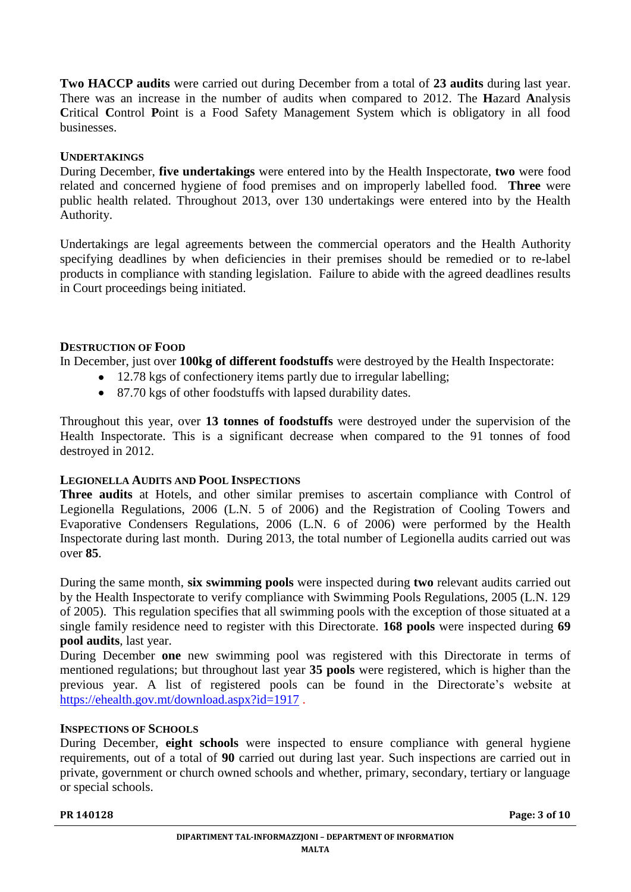**Two HACCP audits** were carried out during December from a total of **23 audits** during last year. There was an increase in the number of audits when compared to 2012. The **H**azard **A**nalysis **C**ritical **C**ontrol **P**oint is a Food Safety Management System which is obligatory in all food businesses.

### UNDERTAKINGS

During December, **five undertakings** were entered into by the Health Inspectorate, **two** were food related and concerned hygiene of food premises and on improperly labelled food. **Three** were public health related. Throughout 2013, over 130 undertakings were entered into by the Health Authority.

Undertakings are legal agreements between the commercial operators and the Health Authority specifying deadlines by when deficiencies in their premises should be remedied or to re-label products in compliance with standing legislation. Failure to abide with the agreed deadlines results in Court proceedings being initiated.

### DESTRUCTION OF FOOD

In December, just over **100kg of different foodstuffs** were destroyed by the Health Inspectorate:

- 12.78 kgs of confectionery items partly due to irregular labelling;
- 87.70 kgs of other foodstuffs with lapsed durability dates.

Throughout this year, over **13 tonnes of foodstuffs** were destroyed under the supervision of the Health Inspectorate. This is a significant decrease when compared to the 91 tonnes of food destroyed in 2012.

### LEGIONELLA AUDITS AND POOL INSPECTIONS

**Three audits** at Hotels, and other similar premises to ascertain compliance with Control of Legionella Regulations, 2006 (L.N. 5 of 2006) and the Registration of Cooling Towers and Evaporative Condensers Regulations, 2006 (L.N. 6 of 2006) were performed by the Health Inspectorate during last month. During 2013, the total number of Legionella audits carried out was over **85**.

During the same month, **six swimming pools** were inspected during **two** relevant audits carried out by the Health Inspectorate to verify compliance with Swimming Pools Regulations, 2005 (L.N. 129 of 2005). This regulation specifies that all swimming pools with the exception of those situated at a single family residence need to register with this Directorate. **168 pools** were inspected during **69 pool audits**, last year.

During December **one** new swimming pool was registered with this Directorate in terms of mentioned regulations; but throughout last year **35 pools** were registered, which is higher than the previous year. A list of registered pools can be found in the Directorate's website at https://ehealth.gov.mt/download.aspx?id=1917 .

### INSPECTIONS OF SCHOOLS

During December, **eight schools** were inspected to ensure compliance with general hygiene requirements, out of a total of **90** carried out during last year. Such inspections are carried out in private, government or church owned schools and whether, primary, secondary, tertiary or language or special schools.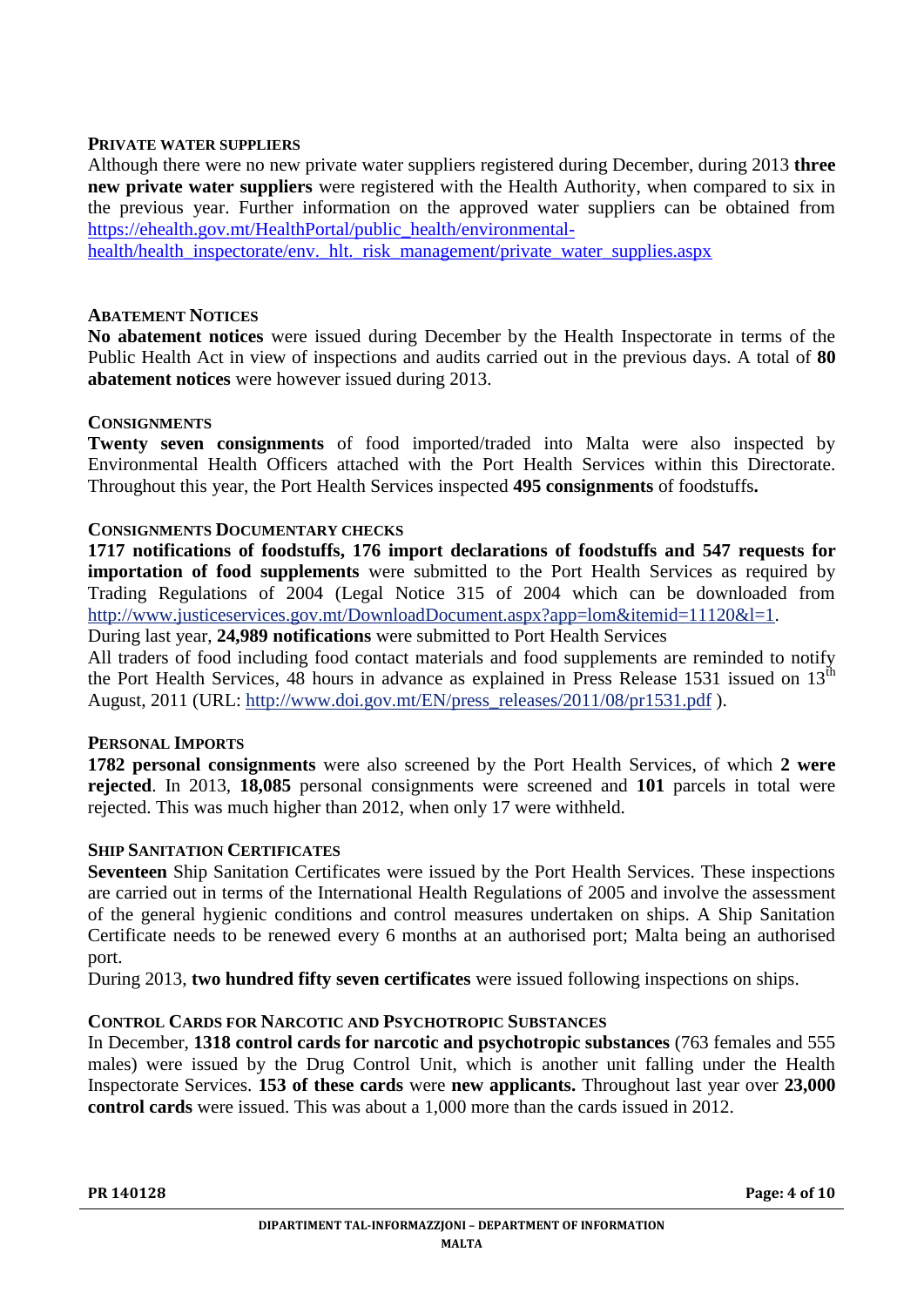### PRIVATE WATER SUPPLIERS

Although there were no new private water suppliers registered during December, during 2013 **three new private water suppliers** were registered with the Health Authority, when compared to six in the previous year. Further information on the approved water suppliers can be obtained from https://ehealth.gov.mt/HealthPortal/public_health/environmental-health/health_inspectorate/env._hlt._risk_management/private_water_supplies.aspx

### ABATEMENT NOTICES

**No abatement notices** were issued during December by the Health Inspectorate in terms of the Public Health Act in view of inspections and audits carried out in the previous days. A total of **80 abatement notices** were however issued during 2013.

### CONSIGNMENTS

**Twenty seven consignments** of food imported/traded into Malta were also inspected by Environmental Health Officers attached with the Port Health Services within this Directorate. Throughout this year, the Port Health Services inspected **495 consignments** of foodstuffs**.**

### CONSIGNMENTS DOCUMENTARY CHECKS

**1717 notifications of foodstuffs, 176 import declarations of foodstuffs and 547 requests for importation of food supplements** were submitted to the Port Health Services as required by Trading Regulations of 2004 (Legal Notice 315 of 2004 which can be downloaded from http://www.justiceservices.gov.mt/DownloadDocument.aspx?app=lom&itemid=11120&l=1.

During last year, **24,989 notifications** were submitted to Port Health Services

All traders of food including food contact materials and food supplements are reminded to notify the Port Health Services, 48 hours in advance as explained in Press Release 1531 issued on 13th August, 2011 (URL: http://www.doi.gov.mt/EN/press_releases/2011/08/pr1531.pdf ).

### PERSONAL IMPORTS

**1782 personal consignments** were also screened by the Port Health Services, of which **2 were rejected**. In 2013, **18,085** personal consignments were screened and **101** parcels in total were rejected. This was much higher than 2012, when only 17 were withheld.

### SHIP SANITATION CERTIFICATES

**Seventeen** Ship Sanitation Certificates were issued by the Port Health Services. These inspections are carried out in terms of the International Health Regulations of 2005 and involve the assessment of the general hygienic conditions and control measures undertaken on ships. A Ship Sanitation Certificate needs to be renewed every 6 months at an authorised port; Malta being an authorised port.

During 2013, **two hundred fifty seven certificates** were issued following inspections on ships.

### CONTROL CARDS FOR NARCOTIC AND PSYCHOTROPIC SUBSTANCES

In December, **1318 control cards for narcotic and psychotropic substances** (763 females and 555 males) were issued by the Drug Control Unit, which is another unit falling under the Health Inspectorate Services. **153 of these cards** were **new applicants.** Throughout last year over **23,000 control cards** were issued. This was about a 1,000 more than the cards issued in 2012.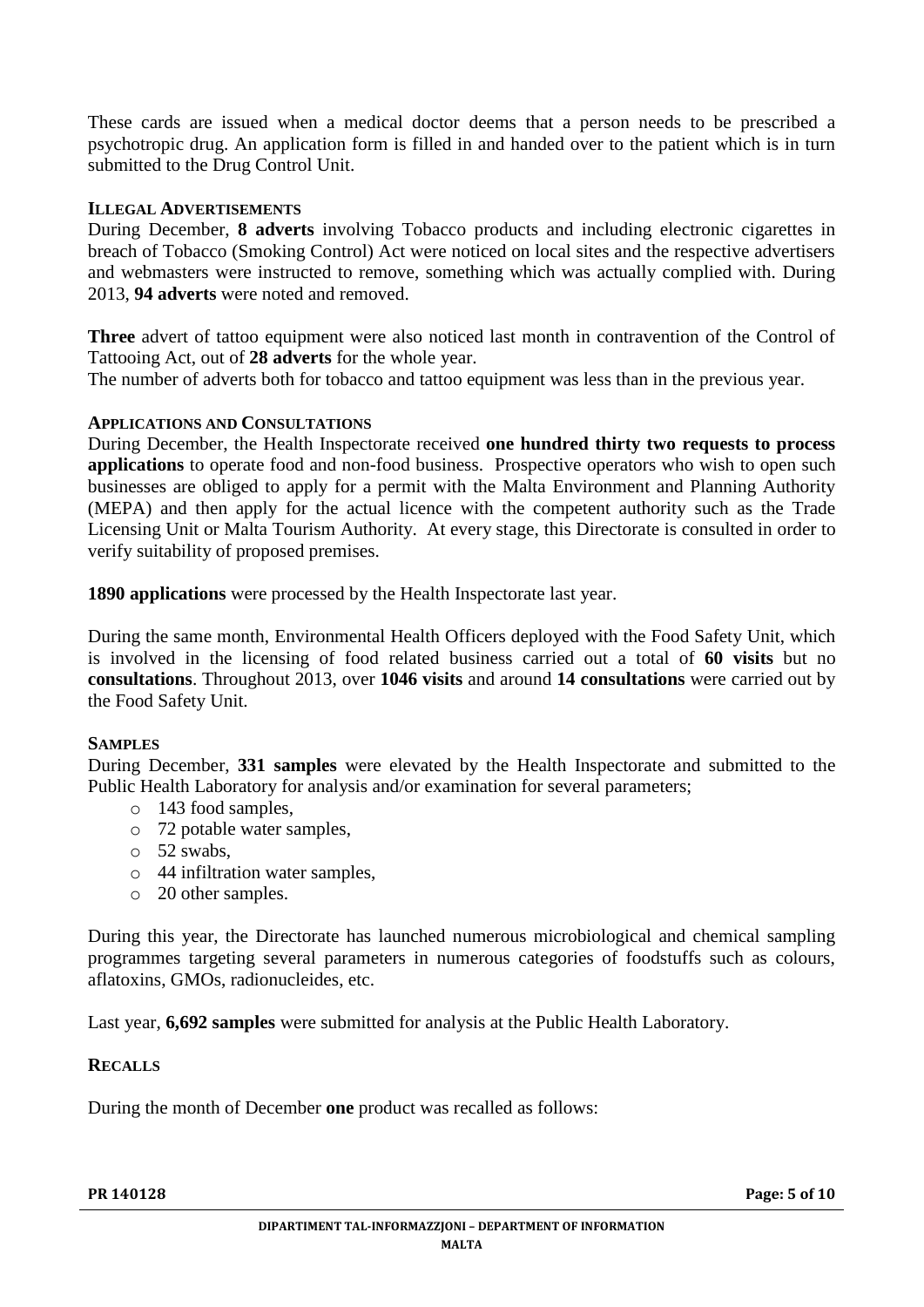These cards are issued when a medical doctor deems that a person needs to be prescribed a psychotropic drug. An application form is filled in and handed over to the patient which is in turn submitted to the Drug Control Unit.

### Illegal Advertisements

During December, **8 adverts** involving Tobacco products and including electronic cigarettes in breach of Tobacco (Smoking Control) Act were noticed on local sites and the respective advertisers and webmasters were instructed to remove, something which was actually complied with. During 2013, **94 adverts** were noted and removed.

**Three** advert of tattoo equipment were also noticed last month in contravention of the Control of Tattooing Act, out of **28 adverts** for the whole year.
The number of adverts both for tobacco and tattoo equipment was less than in the previous year.

### Applications and Consultations

During December, the Health Inspectorate received **one hundred thirty two requests to process applications** to operate food and non-food business. Prospective operators who wish to open such businesses are obliged to apply for a permit with the Malta Environment and Planning Authority (MEPA) and then apply for the actual licence with the competent authority such as the Trade Licensing Unit or Malta Tourism Authority. At every stage, this Directorate is consulted in order to verify suitability of proposed premises.

**1890 applications** were processed by the Health Inspectorate last year.

During the same month, Environmental Health Officers deployed with the Food Safety Unit, which is involved in the licensing of food related business carried out a total of **60 visits** but no **consultations**. Throughout 2013, over **1046 visits** and around **14 consultations** were carried out by the Food Safety Unit.

### Samples

During December, **331 samples** were elevated by the Health Inspectorate and submitted to the Public Health Laboratory for analysis and/or examination for several parameters;

- 143 food samples,
- 72 potable water samples,
- 52 swabs,
- 44 infiltration water samples,
- 20 other samples.

During this year, the Directorate has launched numerous microbiological and chemical sampling programmes targeting several parameters in numerous categories of foodstuffs such as colours, aflatoxins, GMOs, radionucleides, etc.

Last year, **6,692 samples** were submitted for analysis at the Public Health Laboratory.

### Recalls

During the month of December **one** product was recalled as follows: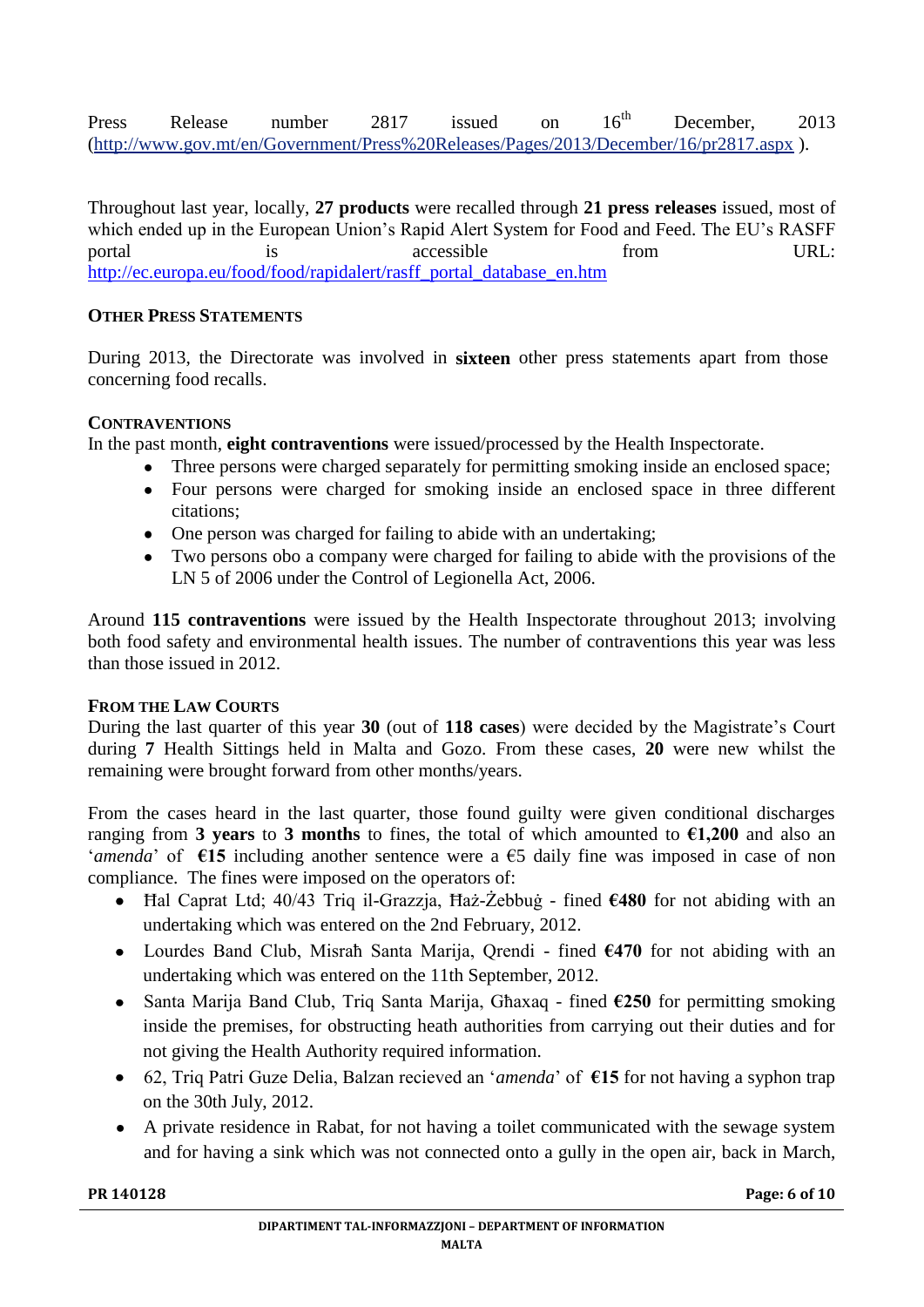Press Release number 2817 issued on 16th December, 2013 (http://www.gov.mt/en/Government/Press%20Releases/Pages/2013/December/16/pr2817.aspx ).

Throughout last year, locally, **27 products** were recalled through **21 press releases** issued, most of which ended up in the European Union's Rapid Alert System for Food and Feed. The EU's RASFF portal is accessible from URL: http://ec.europa.eu/food/food/rapidalert/rasff_portal_database_en.htm

### OTHER PRESS STATEMENTS

During 2013, the Directorate was involved in **sixteen** other press statements apart from those concerning food recalls.

### CONTRAVENTIONS

In the past month, **eight contraventions** were issued/processed by the Health Inspectorate.

- Three persons were charged separately for permitting smoking inside an enclosed space;
- Four persons were charged for smoking inside an enclosed space in three different citations;
- One person was charged for failing to abide with an undertaking;
- Two persons obo a company were charged for failing to abide with the provisions of the LN 5 of 2006 under the Control of Legionella Act, 2006.

Around **115 contraventions** were issued by the Health Inspectorate throughout 2013; involving both food safety and environmental health issues. The number of contraventions this year was less than those issued in 2012.

### FROM THE LAW COURTS

During the last quarter of this year **30** (out of **118 cases**) were decided by the Magistrate's Court during **7** Health Sittings held in Malta and Gozo. From these cases, **20** were new whilst the remaining were brought forward from other months/years.

From the cases heard in the last quarter, those found guilty were given conditional discharges ranging from **3 years** to **3 months** to fines, the total of which amounted to **€1,200** and also an '*amenda*' of **€15** including another sentence were a €5 daily fine was imposed in case of non compliance. The fines were imposed on the operators of:

- Ħal Caprat Ltd; 40/43 Triq il-Grazzja, Ħaż-Żebbuġ - fined **€480** for not abiding with an undertaking which was entered on the 2nd February, 2012.
- Lourdes Band Club, Misraħ Santa Marija, Qrendi - fined **€470** for not abiding with an undertaking which was entered on the 11th September, 2012.
- Santa Marija Band Club, Triq Santa Marija, Għaxaq - fined **€250** for permitting smoking inside the premises, for obstructing heath authorities from carrying out their duties and for not giving the Health Authority required information.
- 62, Triq Patri Guze Delia, Balzan recieved an '*amenda*' of **€15** for not having a syphon trap on the 30th July, 2012.
- A private residence in Rabat, for not having a toilet communicated with the sewage system and for having a sink which was not connected onto a gully in the open air, back in March,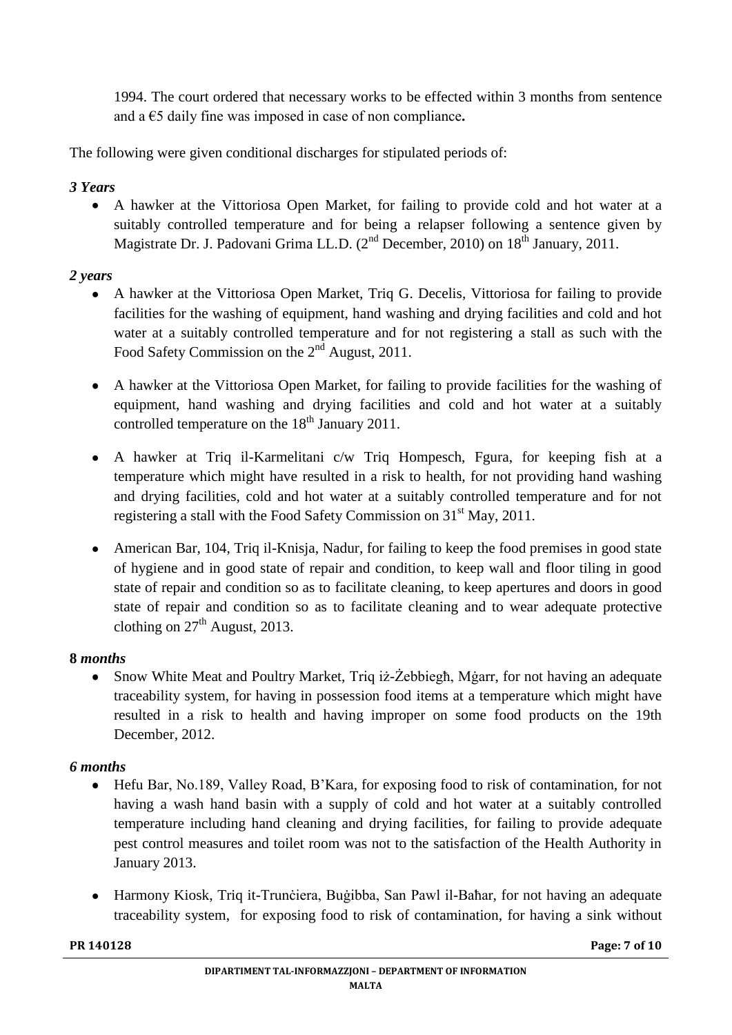1994. The court ordered that necessary works to be effected within 3 months from sentence and a €5 daily fine was imposed in case of non compliance**.**

The following were given conditional discharges for stipulated periods of:

***3 Years***

- A hawker at the Vittoriosa Open Market, for failing to provide cold and hot water at a suitably controlled temperature and for being a relapser following a sentence given by Magistrate Dr. J. Padovani Grima LL.D. (2nd December, 2010) on 18th January, 2011.

***2 years***

- A hawker at the Vittoriosa Open Market, Triq G. Decelis, Vittoriosa for failing to provide facilities for the washing of equipment, hand washing and drying facilities and cold and hot water at a suitably controlled temperature and for not registering a stall as such with the Food Safety Commission on the 2nd August, 2011.

- A hawker at the Vittoriosa Open Market, for failing to provide facilities for the washing of equipment, hand washing and drying facilities and cold and hot water at a suitably controlled temperature on the 18th January 2011.

- A hawker at Triq il-Karmelitani c/w Triq Hompesch, Fgura, for keeping fish at a temperature which might have resulted in a risk to health, for not providing hand washing and drying facilities, cold and hot water at a suitably controlled temperature and for not registering a stall with the Food Safety Commission on 31st May, 2011.

- American Bar, 104, Triq il-Knisja, Nadur, for failing to keep the food premises in good state of hygiene and in good state of repair and condition, to keep wall and floor tiling in good state of repair and condition so as to facilitate cleaning, to keep apertures and doors in good state of repair and condition so as to facilitate cleaning and to wear adequate protective clothing on 27th August, 2013.

**8** ***months***

- Snow White Meat and Poultry Market, Triq iż-Żebbiegħ, Mġarr, for not having an adequate traceability system, for having in possession food items at a temperature which might have resulted in a risk to health and having improper on some food products on the 19th December, 2012.

***6 months***

- Hefu Bar, No.189, Valley Road, B'Kara, for exposing food to risk of contamination, for not having a wash hand basin with a supply of cold and hot water at a suitably controlled temperature including hand cleaning and drying facilities, for failing to provide adequate pest control measures and toilet room was not to the satisfaction of the Health Authority in January 2013.

- Harmony Kiosk, Triq it-Trunċiera, Buġibba, San Pawl il-Baħar, for not having an adequate traceability system, for exposing food to risk of contamination, for having a sink without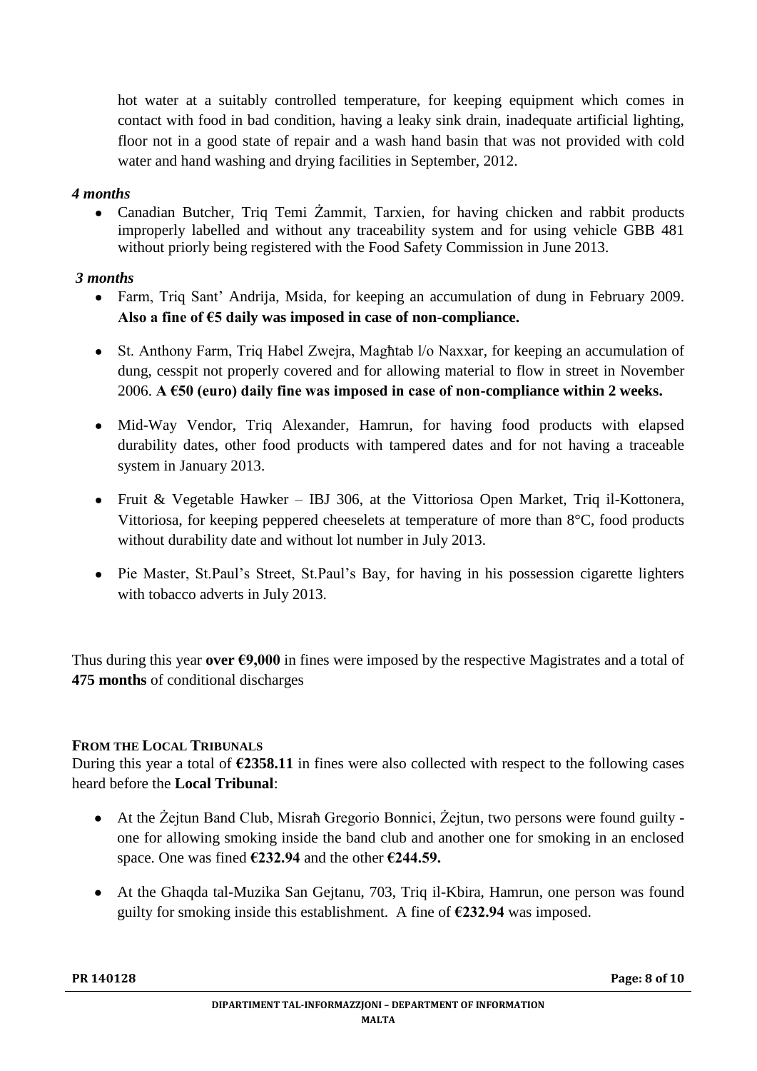hot water at a suitably controlled temperature, for keeping equipment which comes in contact with food in bad condition, having a leaky sink drain, inadequate artificial lighting, floor not in a good state of repair and a wash hand basin that was not provided with cold water and hand washing and drying facilities in September, 2012.

***4 months***

- Canadian Butcher, Triq Temi Żammit, Tarxien, for having chicken and rabbit products improperly labelled and without any traceability system and for using vehicle GBB 481 without priorly being registered with the Food Safety Commission in June 2013.

***3 months***

- Farm, Triq Sant' Andrija, Msida, for keeping an accumulation of dung in February 2009. **Also a fine of €5 daily was imposed in case of non-compliance.**
- St. Anthony Farm, Triq Habel Zwejra, Magħtab l/o Naxxar, for keeping an accumulation of dung, cesspit not properly covered and for allowing material to flow in street in November 2006. **A €50 (euro) daily fine was imposed in case of non-compliance within 2 weeks.**
- Mid-Way Vendor, Triq Alexander, Hamrun, for having food products with elapsed durability dates, other food products with tampered dates and for not having a traceable system in January 2013.
- Fruit & Vegetable Hawker – IBJ 306, at the Vittoriosa Open Market, Triq il-Kottonera, Vittoriosa, for keeping peppered cheeselets at temperature of more than 8°C, food products without durability date and without lot number in July 2013.
- Pie Master, St.Paul's Street, St.Paul's Bay, for having in his possession cigarette lighters with tobacco adverts in July 2013.

Thus during this year **over €9,000** in fines were imposed by the respective Magistrates and a total of **475 months** of conditional discharges

**FROM THE LOCAL TRIBUNALS**

During this year a total of **€2358.11** in fines were also collected with respect to the following cases heard before the **Local Tribunal**:

- At the Żejtun Band Club, Misraħ Gregorio Bonnici, Żejtun, two persons were found guilty - one for allowing smoking inside the band club and another one for smoking in an enclosed space. One was fined **€232.94** and the other **€244.59.**
- At the Ghaqda tal-Muzika San Gejtanu, 703, Triq il-Kbira, Hamrun, one person was found guilty for smoking inside this establishment. A fine of **€232.94** was imposed.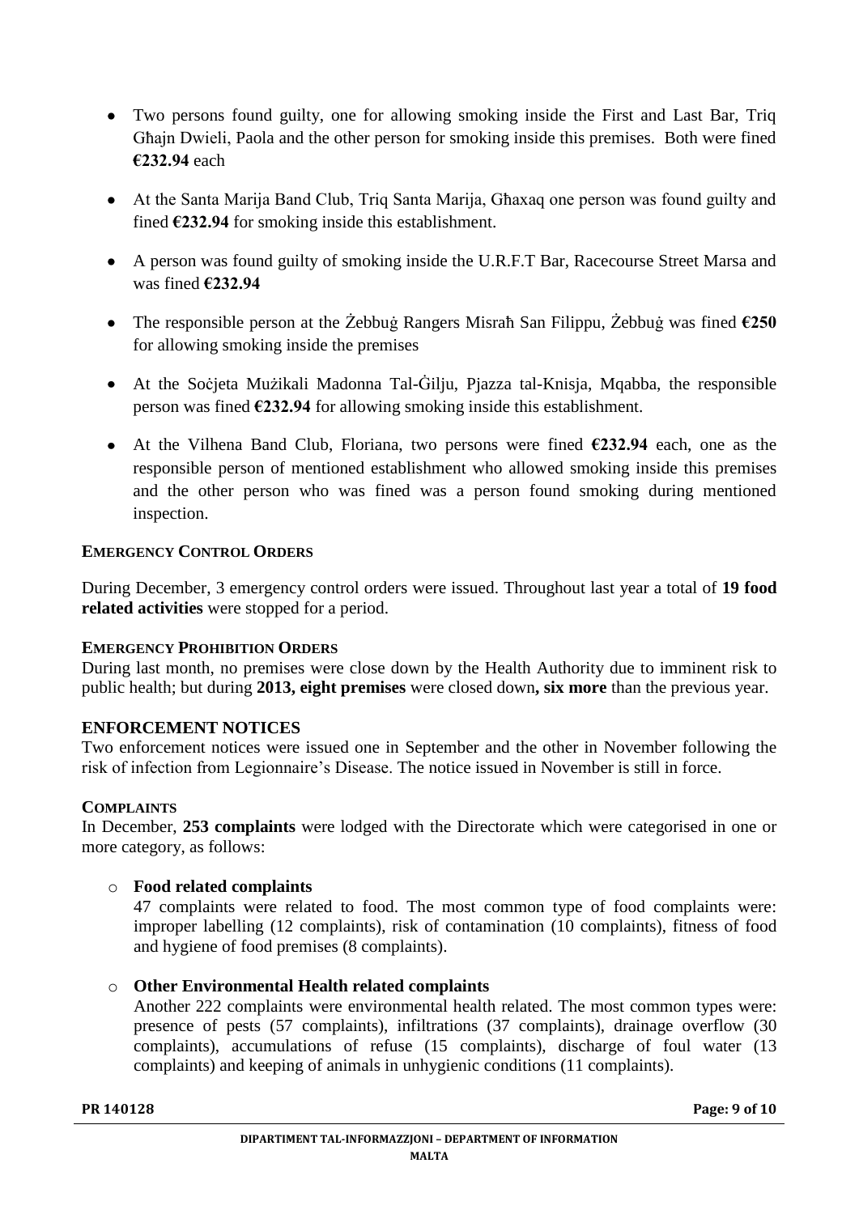- Two persons found guilty, one for allowing smoking inside the First and Last Bar, Triq Għajn Dwieli, Paola and the other person for smoking inside this premises. Both were fined **€232.94** each
- At the Santa Marija Band Club, Triq Santa Marija, Għaxaq one person was found guilty and fined **€232.94** for smoking inside this establishment.
- A person was found guilty of smoking inside the U.R.F.T Bar, Racecourse Street Marsa and was fined **€232.94**
- The responsible person at the Żebbuġ Rangers Misraħ San Filippu, Żebbuġ was fined **€250** for allowing smoking inside the premises
- At the Soċjeta Mużikali Madonna Tal-Ġilju, Pjazza tal-Knisja, Mqabba, the responsible person was fined **€232.94** for allowing smoking inside this establishment.
- At the Vilhena Band Club, Floriana, two persons were fined **€232.94** each, one as the responsible person of mentioned establishment who allowed smoking inside this premises and the other person who was fined was a person found smoking during mentioned inspection.

### EMERGENCY CONTROL ORDERS

During December, 3 emergency control orders were issued. Throughout last year a total of **19 food related activities** were stopped for a period.

### EMERGENCY PROHIBITION ORDERS

During last month, no premises were close down by the Health Authority due to imminent risk to public health; but during **2013, eight premises** were closed down**, six more** than the previous year.

### ENFORCEMENT NOTICES

Two enforcement notices were issued one in September and the other in November following the risk of infection from Legionnaire's Disease. The notice issued in November is still in force.

### COMPLAINTS

In December, **253 complaints** were lodged with the Directorate which were categorised in one or more category, as follows:

- **Food related complaints**
  47 complaints were related to food. The most common type of food complaints were: improper labelling (12 complaints), risk of contamination (10 complaints), fitness of food and hygiene of food premises (8 complaints).
- **Other Environmental Health related complaints**
  Another 222 complaints were environmental health related. The most common types were: presence of pests (57 complaints), infiltrations (37 complaints), drainage overflow (30 complaints), accumulations of refuse (15 complaints), discharge of foul water (13 complaints) and keeping of animals in unhygienic conditions (11 complaints).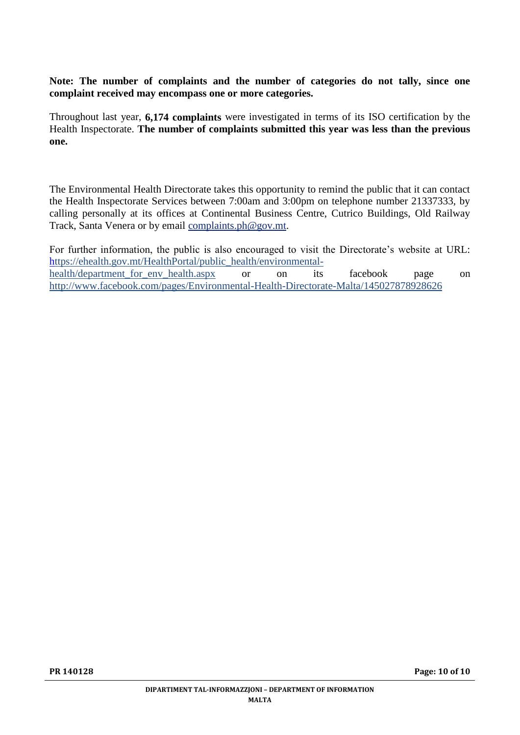**Note: The number of complaints and the number of categories do not tally, since one complaint received may encompass one or more categories.**

Throughout last year, **6,174 complaints** were investigated in terms of its ISO certification by the Health Inspectorate. **The number of complaints submitted this year was less than the previous one.**

The Environmental Health Directorate takes this opportunity to remind the public that it can contact the Health Inspectorate Services between 7:00am and 3:00pm on telephone number 21337333, by calling personally at its offices at Continental Business Centre, Cutrico Buildings, Old Railway Track, Santa Venera or by email complaints.ph@gov.mt.

For further information, the public is also encouraged to visit the Directorate's website at URL: https://ehealth.gov.mt/HealthPortal/public_health/environmental-health/department_for_env_health.aspx or on its facebook page on http://www.facebook.com/pages/Environmental-Health-Directorate-Malta/145027878928626